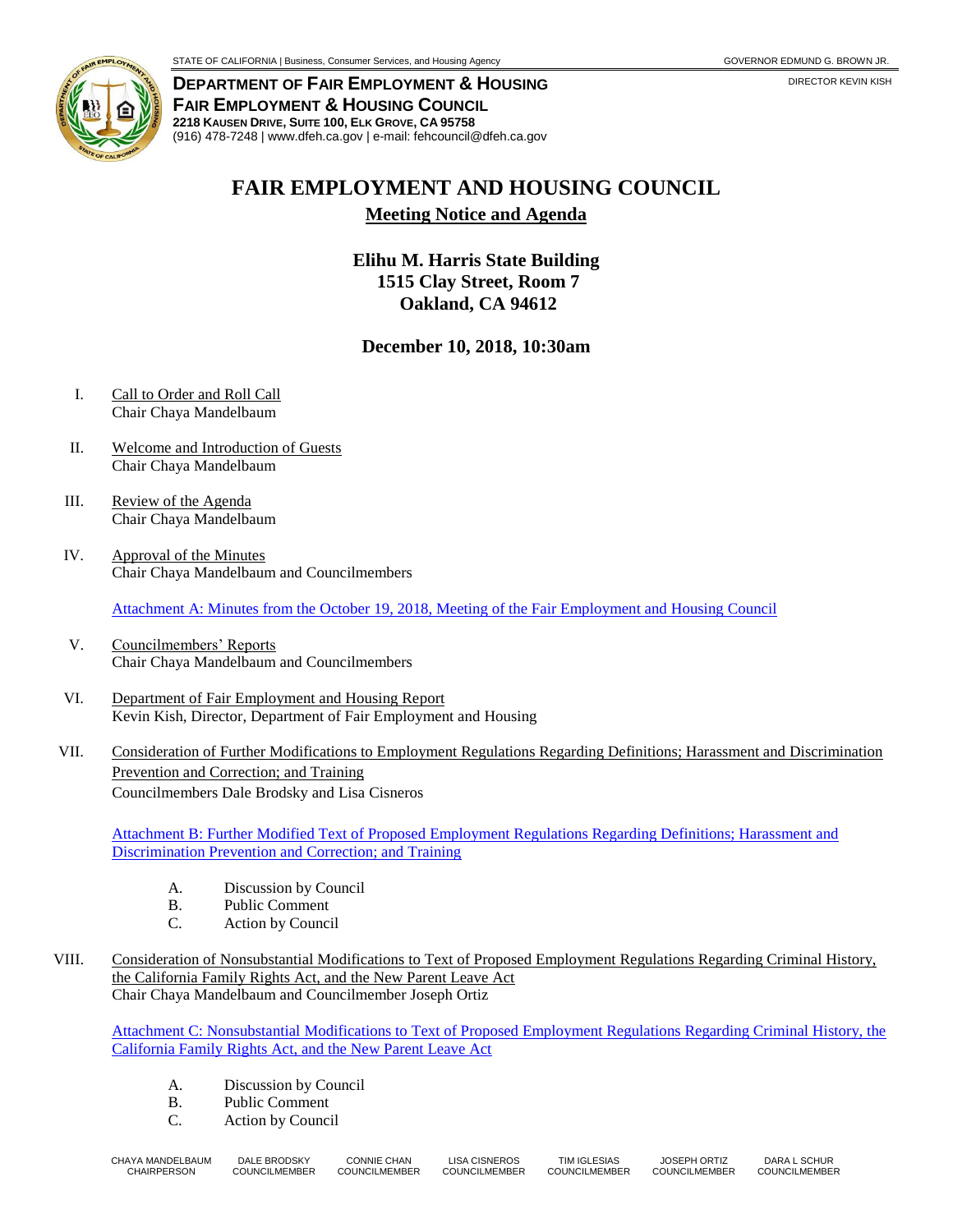STATE OF CALIFORNIA | Business, Consumer Services, and Housing Agency

GOVERNOR EDMUND G. BROWN JR.

**DEPARTMENT OF FAIR EMPLOYMENT & HOUSING**
**FAIR EMPLOYMENT & HOUSING COUNCIL**
**2218 KAUSEN DRIVE, SUITE 100, ELK GROVE, CA 95758**
(916) 478-7248 | www.dfeh.ca.gov | e-mail: fehcouncil@dfeh.ca.gov

DIRECTOR KEVIN KISH

# FAIR EMPLOYMENT AND HOUSING COUNCIL

## Meeting Notice and Agenda

**Elihu M. Harris State Building**
**1515 Clay Street, Room 7**
**Oakland, CA 94612**

**December 10, 2018, 10:30am**

I. Call to Order and Roll Call
Chair Chaya Mandelbaum

II. Welcome and Introduction of Guests
Chair Chaya Mandelbaum

III. Review of the Agenda
Chair Chaya Mandelbaum

IV. Approval of the Minutes
Chair Chaya Mandelbaum and Councilmembers

Attachment A: Minutes from the October 19, 2018, Meeting of the Fair Employment and Housing Council

V. Councilmembers' Reports
Chair Chaya Mandelbaum and Councilmembers

VI. Department of Fair Employment and Housing Report
Kevin Kish, Director, Department of Fair Employment and Housing

VII. Consideration of Further Modifications to Employment Regulations Regarding Definitions; Harassment and Discrimination Prevention and Correction; and Training
Councilmembers Dale Brodsky and Lisa Cisneros

Attachment B: Further Modified Text of Proposed Employment Regulations Regarding Definitions; Harassment and Discrimination Prevention and Correction; and Training

A. Discussion by Council
B. Public Comment
C. Action by Council

VIII. Consideration of Nonsubstantial Modifications to Text of Proposed Employment Regulations Regarding Criminal History, the California Family Rights Act, and the New Parent Leave Act
Chair Chaya Mandelbaum and Councilmember Joseph Ortiz

Attachment C: Nonsubstantial Modifications to Text of Proposed Employment Regulations Regarding Criminal History, the California Family Rights Act, and the New Parent Leave Act

A. Discussion by Council
B. Public Comment
C. Action by Council

| CHAYA MANDELBAUM | DALE BRODSKY | CONNIE CHAN | LISA CISNEROS | TIM IGLESIAS | JOSEPH ORTIZ | DARA L SCHUR |
|---|---|---|---|---|---|---|
| CHAIRPERSON | COUNCILMEMBER | COUNCILMEMBER | COUNCILMEMBER | COUNCILMEMBER | COUNCILMEMBER | COUNCILMEMBER |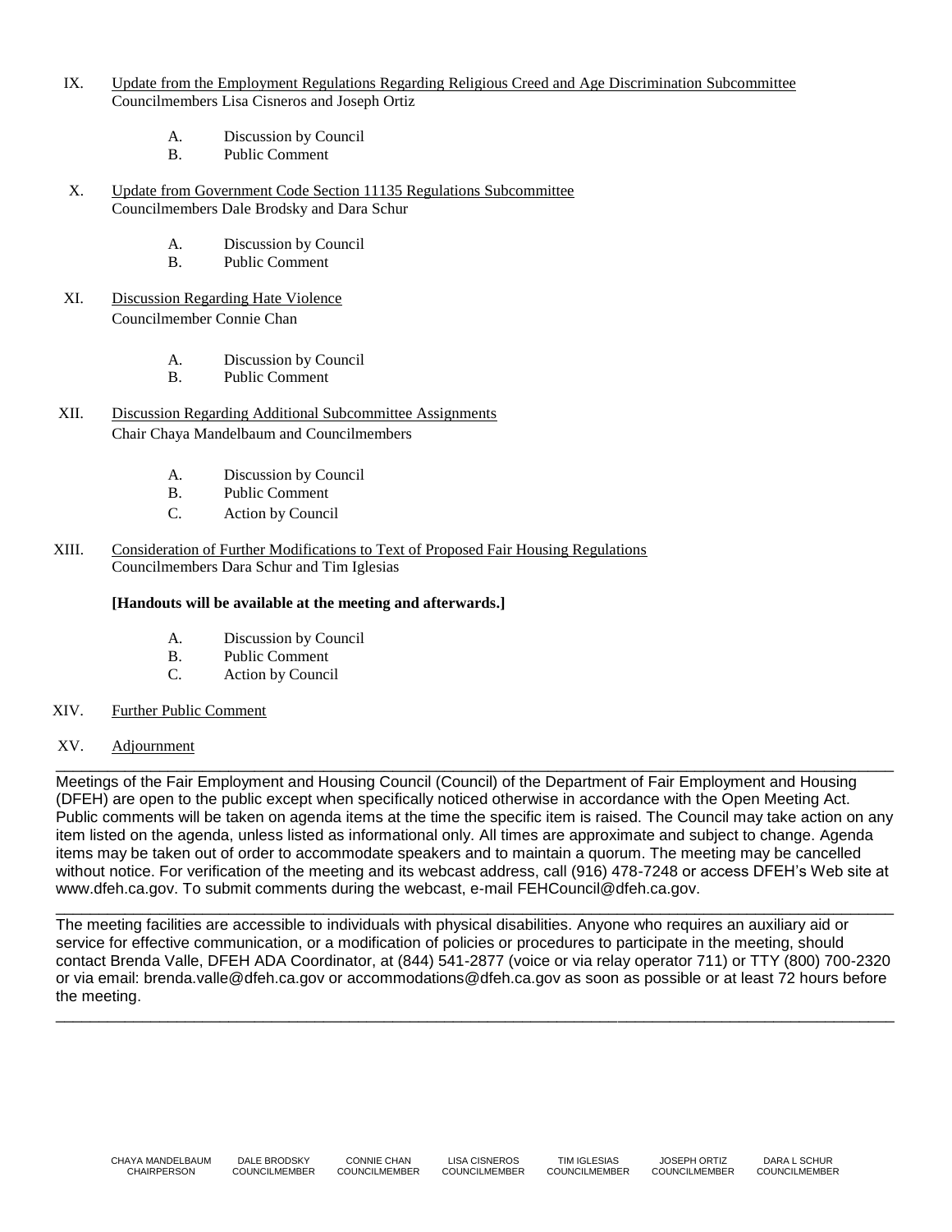IX. Update from the Employment Regulations Regarding Religious Creed and Age Discrimination Subcommittee
Councilmembers Lisa Cisneros and Joseph Ortiz

A. Discussion by Council
B. Public Comment

X. Update from Government Code Section 11135 Regulations Subcommittee
Councilmembers Dale Brodsky and Dara Schur

A. Discussion by Council
B. Public Comment

XI. Discussion Regarding Hate Violence
Councilmember Connie Chan

A. Discussion by Council
B. Public Comment

XII. Discussion Regarding Additional Subcommittee Assignments
Chair Chaya Mandelbaum and Councilmembers

A. Discussion by Council
B. Public Comment
C. Action by Council

XIII. Consideration of Further Modifications to Text of Proposed Fair Housing Regulations
Councilmembers Dara Schur and Tim Iglesias

**[Handouts will be available at the meeting and afterwards.]**

A. Discussion by Council
B. Public Comment
C. Action by Council

XIV. Further Public Comment

XV. Adjournment

---

Meetings of the Fair Employment and Housing Council (Council) of the Department of Fair Employment and Housing (DFEH) are open to the public except when specifically noticed otherwise in accordance with the Open Meeting Act. Public comments will be taken on agenda items at the time the specific item is raised. The Council may take action on any item listed on the agenda, unless listed as informational only. All times are approximate and subject to change. Agenda items may be taken out of order to accommodate speakers and to maintain a quorum. The meeting may be cancelled without notice. For verification of the meeting and its webcast address, call (916) 478-7248 or access DFEH's Web site at www.dfeh.ca.gov. To submit comments during the webcast, e-mail FEHCouncil@dfeh.ca.gov.

---

The meeting facilities are accessible to individuals with physical disabilities. Anyone who requires an auxiliary aid or service for effective communication, or a modification of policies or procedures to participate in the meeting, should contact Brenda Valle, DFEH ADA Coordinator, at (844) 541-2877 (voice or via relay operator 711) or TTY (800) 700-2320 or via email: brenda.valle@dfeh.ca.gov or accommodations@dfeh.ca.gov as soon as possible or at least 72 hours before the meeting.

---

CHAYA MANDELBAUM, CHAIRPERSON | DALE BRODSKY, COUNCILMEMBER | CONNIE CHAN, COUNCILMEMBER | LISA CISNEROS, COUNCILMEMBER | TIM IGLESIAS, COUNCILMEMBER | JOSEPH ORTIZ, COUNCILMEMBER | DARA L SCHUR, COUNCILMEMBER